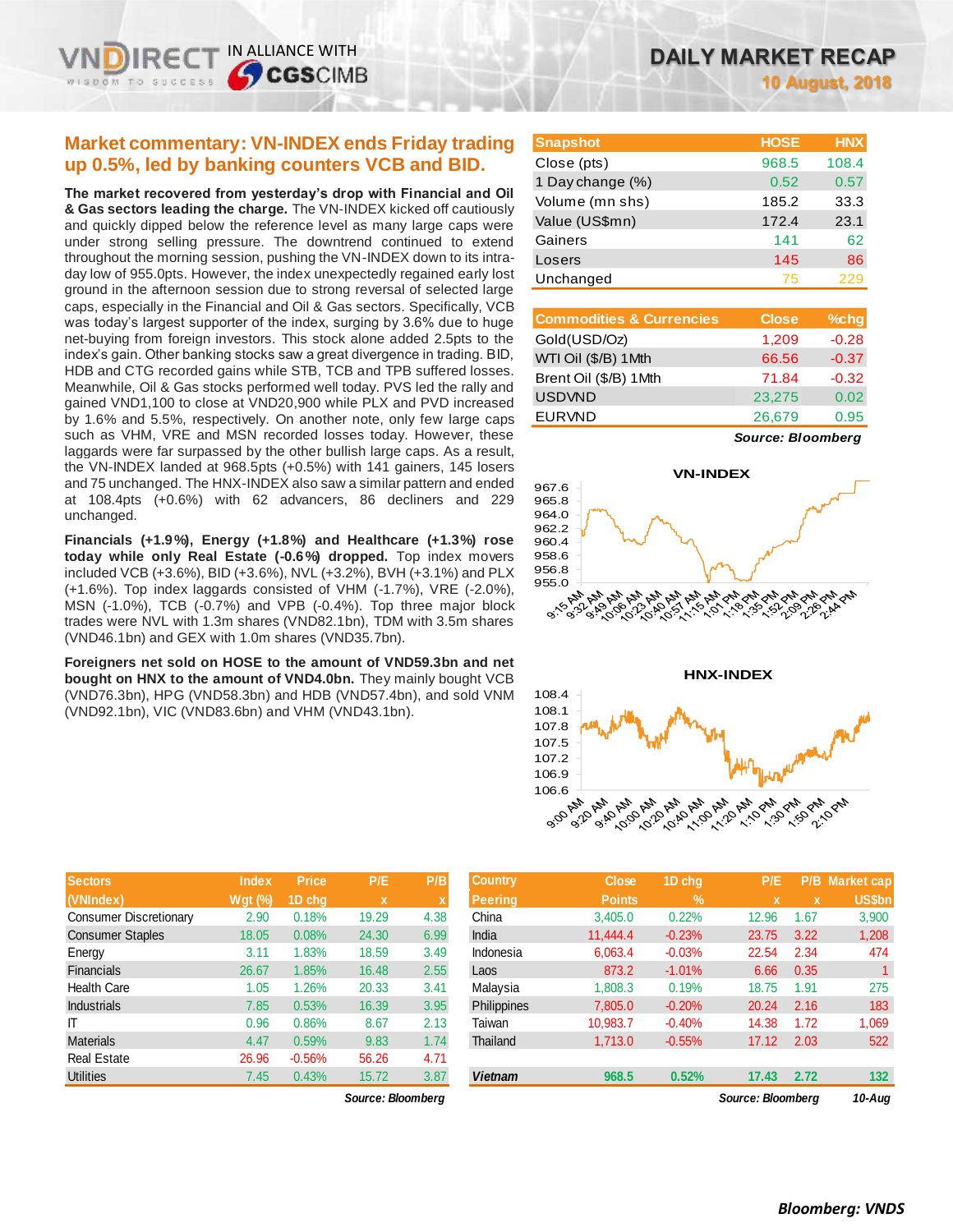# DAILY MARKET RECAP

**10 August, 2018**

## Market commentary: VN-INDEX ends Friday trading up 0.5%, led by banking counters VCB and BID.

**The market recovered from yesterday's drop with Financial and Oil & Gas sectors leading the charge.** The VN-INDEX kicked off cautiously and quickly dipped below the reference level as many large caps were under strong selling pressure. The downtrend continued to extend throughout the morning session, pushing the VN-INDEX down to its intra-day low of 955.0pts. However, the index unexpectedly regained early lost ground in the afternoon session due to strong reversal of selected large caps, especially in the Financial and Oil & Gas sectors. Specifically, VCB was today's largest supporter of the index, surging by 3.6% due to huge net-buying from foreign investors. This stock alone added 2.5pts to the index's gain. Other banking stocks saw a great divergence in trading. BID, HDB and CTG recorded gains while STB, TCB and TPB suffered losses. Meanwhile, Oil & Gas stocks performed well today. PVS led the rally and gained VND1,100 to close at VND20,900 while PLX and PVD increased by 1.6% and 5.5%, respectively. On another note, only few large caps such as VHM, VRE and MSN recorded losses today. However, these laggards were far surpassed by the other bullish large caps. As a result, the VN-INDEX landed at 968.5pts (+0.5%) with 141 gainers, 145 losers and 75 unchanged. The HNX-INDEX also saw a similar pattern and ended at 108.4pts (+0.6%) with 62 advancers, 86 decliners and 229 unchanged.

**Financials (+1.9%), Energy (+1.8%) and Healthcare (+1.3%) rose today while only Real Estate (-0.6%) dropped.** Top index movers included VCB (+3.6%), BID (+3.6%), NVL (+3.2%), BVH (+3.1%) and PLX (+1.6%). Top index laggards consisted of VHM (-1.7%), VRE (-2.0%), MSN (-1.0%), TCB (-0.7%) and VPB (-0.4%). Top three major block trades were NVL with 1.3m shares (VND82.1bn), TDM with 3.5m shares (VND46.1bn) and GEX with 1.0m shares (VND35.7bn).

**Foreigners net sold on HOSE to the amount of VND59.3bn and net bought on HNX to the amount of VND4.0bn.** They mainly bought VCB (VND76.3bn), HPG (VND58.3bn) and HDB (VND57.4bn), and sold VNM (VND92.1bn), VIC (VND83.6bn) and VHM (VND43.1bn).

| Snapshot | HOSE | HNX |
|---|---|---|
| Close (pts) | 968.5 | 108.4 |
| 1 Day change (%) | 0.52 | 0.57 |
| Volume (mn shs) | 185.2 | 33.3 |
| Value (US$mn) | 172.4 | 23.1 |
| Gainers | 141 | 62 |
| Losers | 145 | 86 |
| Unchanged | 75 | 229 |

| Commodities & Currencies | Close | %chg |
|---|---|---|
| Gold(USD/Oz) | 1,209 | -0.28 |
| WTI Oil ($/B) 1Mth | 66.56 | -0.37 |
| Brent Oil ($/B) 1Mth | 71.84 | -0.32 |
| USDVND | 23,275 | 0.02 |
| EURVND | 26,679 | 0.95 |

*Source: Bloomberg*

| Sectors (VNIndex) | Index Wgt (%) | Price 1D chg | P/E x | P/B x |
|---|---|---|---|---|
| Consumer Discretionary | 2.90 | 0.18% | 19.29 | 4.38 |
| Consumer Staples | 18.05 | 0.08% | 24.30 | 6.99 |
| Energy | 3.11 | 1.83% | 18.59 | 3.49 |
| Financials | 26.67 | 1.85% | 16.48 | 2.55 |
| Health Care | 1.05 | 1.26% | 20.33 | 3.41 |
| Industrials | 7.85 | 0.53% | 16.39 | 3.95 |
| IT | 0.96 | 0.86% | 8.67 | 2.13 |
| Materials | 4.47 | 0.59% | 9.83 | 1.74 |
| Real Estate | 26.96 | -0.56% | 56.26 | 4.71 |
| Utilities | 7.45 | 0.43% | 15.72 | 3.87 |

*Source: Bloomberg*

| Country Peering | Close Points | 1D chg % | P/E x | P/B x | Market cap US$bn |
|---|---|---|---|---|---|
| China | 3,405.0 | 0.22% | 12.96 | 1.67 | 3,900 |
| India | 11,444.4 | -0.23% | 23.75 | 3.22 | 1,208 |
| Indonesia | 6,063.4 | -0.03% | 22.54 | 2.34 | 474 |
| Laos | 873.2 | -1.01% | 6.66 | 0.35 | 1 |
| Malaysia | 1,808.3 | 0.19% | 18.75 | 1.91 | 275 |
| Philippines | 7,805.0 | -0.20% | 20.24 | 2.16 | 183 |
| Taiwan | 10,983.7 | -0.40% | 14.38 | 1.72 | 1,069 |
| Thailand | 1,713.0 | -0.55% | 17.12 | 2.03 | 522 |
| ***Vietnam*** | **968.5** | **0.52%** | **17.43** | **2.72** | **132** |

*Source: Bloomberg* 10-Aug

***Bloomberg: VNDS***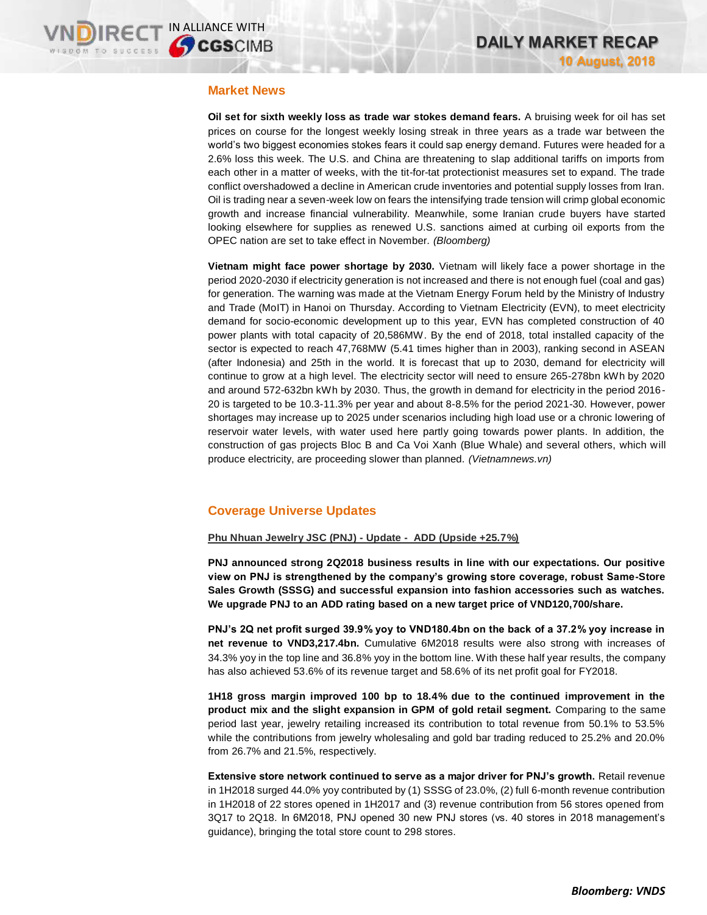## Market News

**Oil set for sixth weekly loss as trade war stokes demand fears.** A bruising week for oil has set prices on course for the longest weekly losing streak in three years as a trade war between the world's two biggest economies stokes fears it could sap energy demand. Futures were headed for a 2.6% loss this week. The U.S. and China are threatening to slap additional tariffs on imports from each other in a matter of weeks, with the tit-for-tat protectionist measures set to expand. The trade conflict overshadowed a decline in American crude inventories and potential supply losses from Iran. Oil is trading near a seven-week low on fears the intensifying trade tension will crimp global economic growth and increase financial vulnerability. Meanwhile, some Iranian crude buyers have started looking elsewhere for supplies as renewed U.S. sanctions aimed at curbing oil exports from the OPEC nation are set to take effect in November. *(Bloomberg)*

**Vietnam might face power shortage by 2030.** Vietnam will likely face a power shortage in the period 2020-2030 if electricity generation is not increased and there is not enough fuel (coal and gas) for generation. The warning was made at the Vietnam Energy Forum held by the Ministry of Industry and Trade (MoIT) in Hanoi on Thursday. According to Vietnam Electricity (EVN), to meet electricity demand for socio-economic development up to this year, EVN has completed construction of 40 power plants with total capacity of 20,586MW. By the end of 2018, total installed capacity of the sector is expected to reach 47,768MW (5.41 times higher than in 2003), ranking second in ASEAN (after Indonesia) and 25th in the world. It is forecast that up to 2030, demand for electricity will continue to grow at a high level. The electricity sector will need to ensure 265-278bn kWh by 2020 and around 572-632bn kWh by 2030. Thus, the growth in demand for electricity in the period 2016-20 is targeted to be 10.3-11.3% per year and about 8-8.5% for the period 2021-30. However, power shortages may increase up to 2025 under scenarios including high load use or a chronic lowering of reservoir water levels, with water used here partly going towards power plants. In addition, the construction of gas projects Bloc B and Ca Voi Xanh (Blue Whale) and several others, which will produce electricity, are proceeding slower than planned. *(Vietnamnews.vn)*

## Coverage Universe Updates

**Phu Nhuan Jewelry JSC (PNJ) - Update - ADD (Upside +25.7%)**

**PNJ announced strong 2Q2018 business results in line with our expectations. Our positive view on PNJ is strengthened by the company's growing store coverage, robust Same-Store Sales Growth (SSSG) and successful expansion into fashion accessories such as watches. We upgrade PNJ to an ADD rating based on a new target price of VND120,700/share.**

**PNJ's 2Q net profit surged 39.9% yoy to VND180.4bn on the back of a 37.2% yoy increase in net revenue to VND3,217.4bn.** Cumulative 6M2018 results were also strong with increases of 34.3% yoy in the top line and 36.8% yoy in the bottom line. With these half year results, the company has also achieved 53.6% of its revenue target and 58.6% of its net profit goal for FY2018.

**1H18 gross margin improved 100 bp to 18.4% due to the continued improvement in the product mix and the slight expansion in GPM of gold retail segment.** Comparing to the same period last year, jewelry retailing increased its contribution to total revenue from 50.1% to 53.5% while the contributions from jewelry wholesaling and gold bar trading reduced to 25.2% and 20.0% from 26.7% and 21.5%, respectively.

**Extensive store network continued to serve as a major driver for PNJ's growth.** Retail revenue in 1H2018 surged 44.0% yoy contributed by (1) SSSG of 23.0%, (2) full 6-month revenue contribution in 1H2018 of 22 stores opened in 1H2017 and (3) revenue contribution from 56 stores opened from 3Q17 to 2Q18. In 6M2018, PNJ opened 30 new PNJ stores (vs. 40 stores in 2018 management's guidance), bringing the total store count to 298 stores.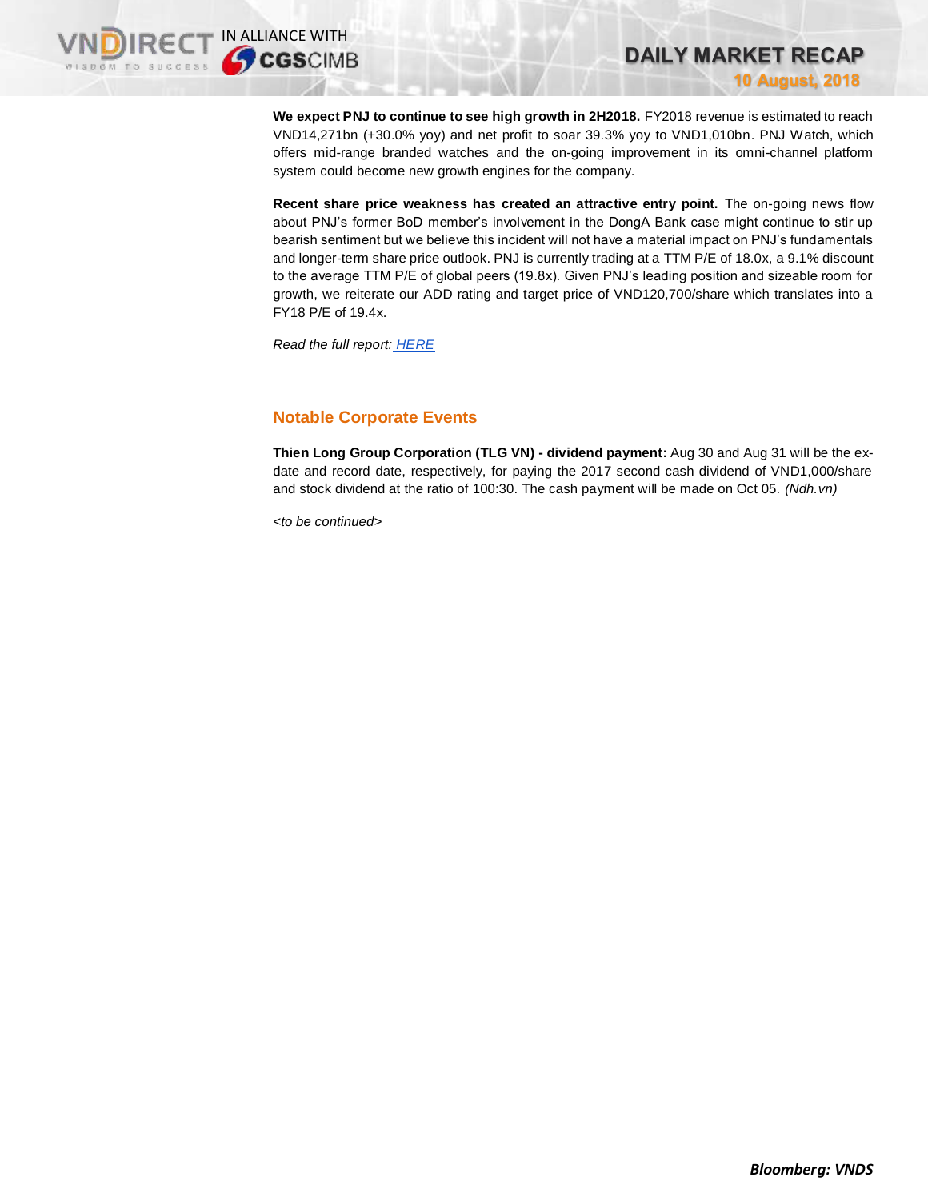**We expect PNJ to continue to see high growth in 2H2018.** FY2018 revenue is estimated to reach VND14,271bn (+30.0% yoy) and net profit to soar 39.3% yoy to VND1,010bn. PNJ Watch, which offers mid-range branded watches and the on-going improvement in its omni-channel platform system could become new growth engines for the company.

**Recent share price weakness has created an attractive entry point.** The on-going news flow about PNJ's former BoD member's involvement in the DongA Bank case might continue to stir up bearish sentiment but we believe this incident will not have a material impact on PNJ's fundamentals and longer-term share price outlook. PNJ is currently trading at a TTM P/E of 18.0x, a 9.1% discount to the average TTM P/E of global peers (19.8x). Given PNJ's leading position and sizeable room for growth, we reiterate our ADD rating and target price of VND120,700/share which translates into a FY18 P/E of 19.4x.

*Read the full report: HERE*

## Notable Corporate Events

**Thien Long Group Corporation (TLG VN) - dividend payment:** Aug 30 and Aug 31 will be the ex-date and record date, respectively, for paying the 2017 second cash dividend of VND1,000/share and stock dividend at the ratio of 100:30. The cash payment will be made on Oct 05. *(Ndh.vn)*

*<to be continued>*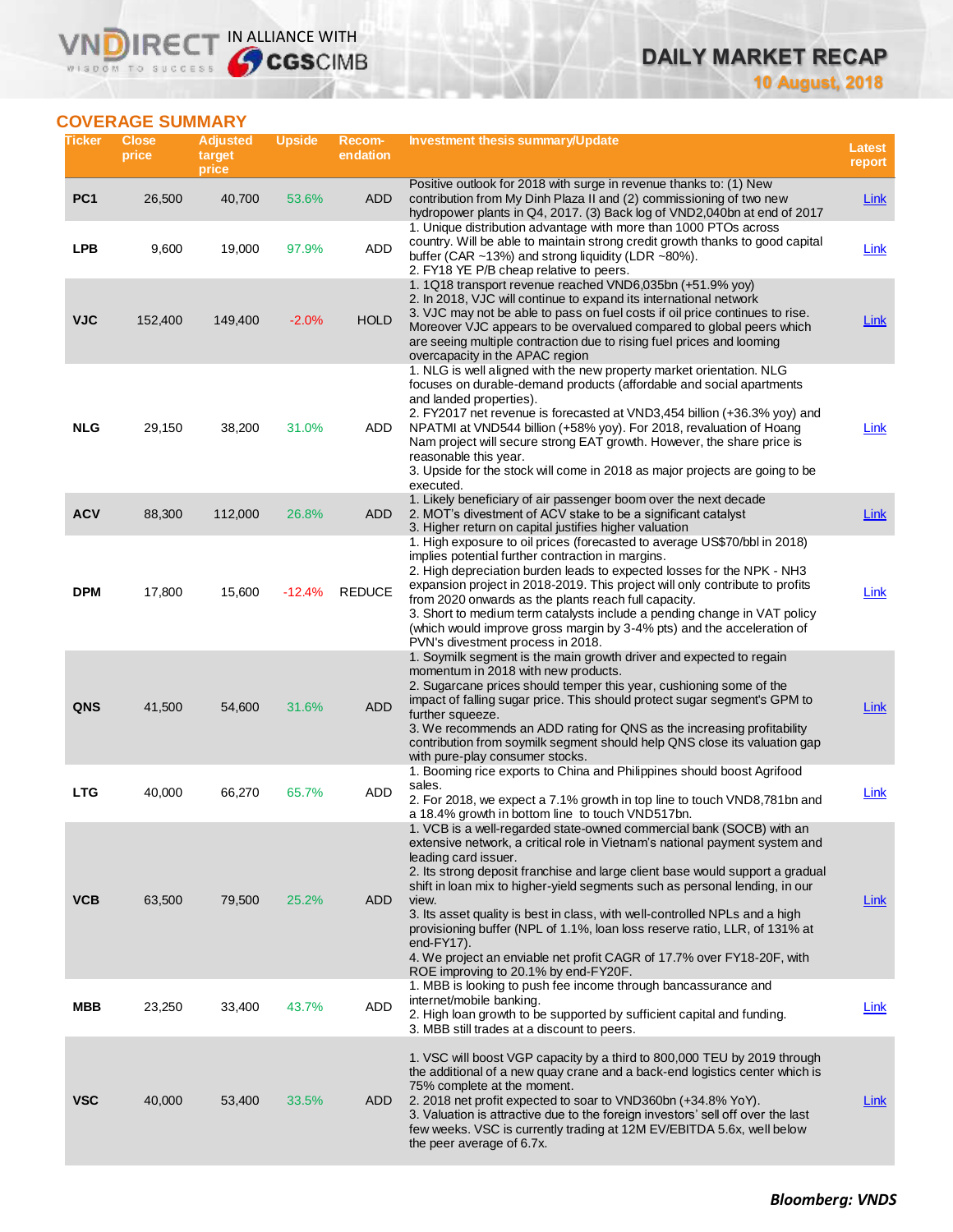## COVERAGE SUMMARY

| Ticker | Close price | Adjusted target price | Upside | Recom-endation | Investment thesis summary/Update | Latest report |
|---|---|---|---|---|---|---|
| PC1 | 26,500 | 40,700 | 53.6% | ADD | Positive outlook for 2018 with surge in revenue thanks to: (1) New contribution from My Dinh Plaza II and (2) commissioning of two new hydropower plants in Q4, 2017. (3) Back log of VND2,040bn at end of 2017 | Link |
| LPB | 9,600 | 19,000 | 97.9% | ADD | 1. Unique distribution advantage with more than 1000 PTOs across country. Will be able to maintain strong credit growth thanks to good capital buffer (CAR ~13%) and strong liquidity (LDR ~80%).<br>2. FY18 YE P/B cheap relative to peers. | Link |
| VJC | 152,400 | 149,400 | -2.0% | HOLD | 1. 1Q18 transport revenue reached VND6,035bn (+51.9% yoy)<br>2. In 2018, VJC will continue to expand its international network<br>3. VJC may not be able to pass on fuel costs if oil price continues to rise. Moreover VJC appears to be overvalued compared to global peers which are seeing multiple contraction due to rising fuel prices and looming overcapacity in the APAC region | Link |
| NLG | 29,150 | 38,200 | 31.0% | ADD | 1. NLG is well aligned with the new property market orientation. NLG focuses on durable-demand products (affordable and social apartments and landed properties).<br>2. FY2017 net revenue is forecasted at VND3,454 billion (+36.3% yoy) and NPATMI at VND544 billion (+58% yoy). For 2018, revaluation of Hoang Nam project will secure strong EAT growth. However, the share price is reasonable this year.<br>3. Upside for the stock will come in 2018 as major projects are going to be executed. | Link |
| ACV | 88,300 | 112,000 | 26.8% | ADD | 1. Likely beneficiary of air passenger boom over the next decade<br>2. MOT's divestment of ACV stake to be a significant catalyst<br>3. Higher return on capital justifies higher valuation | Link |
| DPM | 17,800 | 15,600 | -12.4% | REDUCE | 1. High exposure to oil prices (forecasted to average US$70/bbl in 2018) implies potential further contraction in margins.<br>2. High depreciation burden leads to expected losses for the NPK - NH3 expansion project in 2018-2019. This project will only contribute to profits from 2020 onwards as the plants reach full capacity.<br>3. Short to medium term catalysts include a pending change in VAT policy (which would improve gross margin by 3-4% pts) and the acceleration of PVN's divestment process in 2018. | Link |
| QNS | 41,500 | 54,600 | 31.6% | ADD | 1. Soymilk segment is the main growth driver and expected to regain momentum in 2018 with new products.<br>2. Sugarcane prices should temper this year, cushioning some of the impact of falling sugar price. This should protect sugar segment's GPM to further squeeze.<br>3. We recommends an ADD rating for QNS as the increasing profitability contribution from soymilk segment should help QNS close its valuation gap with pure-play consumer stocks. | Link |
| LTG | 40,000 | 66,270 | 65.7% | ADD | 1. Booming rice exports to China and Philippines should boost Agrifood sales.<br>2. For 2018, we expect a 7.1% growth in top line to touch VND8,781bn and a 18.4% growth in bottom line to touch VND517bn. | Link |
| VCB | 63,500 | 79,500 | 25.2% | ADD | 1. VCB is a well-regarded state-owned commercial bank (SOCB) with an extensive network, a critical role in Vietnam's national payment system and leading card issuer.<br>2. Its strong deposit franchise and large client base would support a gradual shift in loan mix to higher-yield segments such as personal lending, in our view.<br>3. Its asset quality is best in class, with well-controlled NPLs and a high provisioning buffer (NPL of 1.1%, loan loss reserve ratio, LLR, of 131% at end-FY17).<br>4. We project an enviable net profit CAGR of 17.7% over FY18-20F, with ROE improving to 20.1% by end-FY20F. | Link |
| MBB | 23,250 | 33,400 | 43.7% | ADD | 1. MBB is looking to push fee income through bancassurance and internet/mobile banking.<br>2. High loan growth to be supported by sufficient capital and funding.<br>3. MBB still trades at a discount to peers. | Link |
| VSC | 40,000 | 53,400 | 33.5% | ADD | 1. VSC will boost VGP capacity by a third to 800,000 TEU by 2019 through the additional of a new quay crane and a back-end logistics center which is 75% complete at the moment.<br>2. 2018 net profit expected to soar to VND360bn (+34.8% YoY).<br>3. Valuation is attractive due to the foreign investors' sell off over the last few weeks. VSC is currently trading at 12M EV/EBITDA 5.6x, well below the peer average of 6.7x. | Link |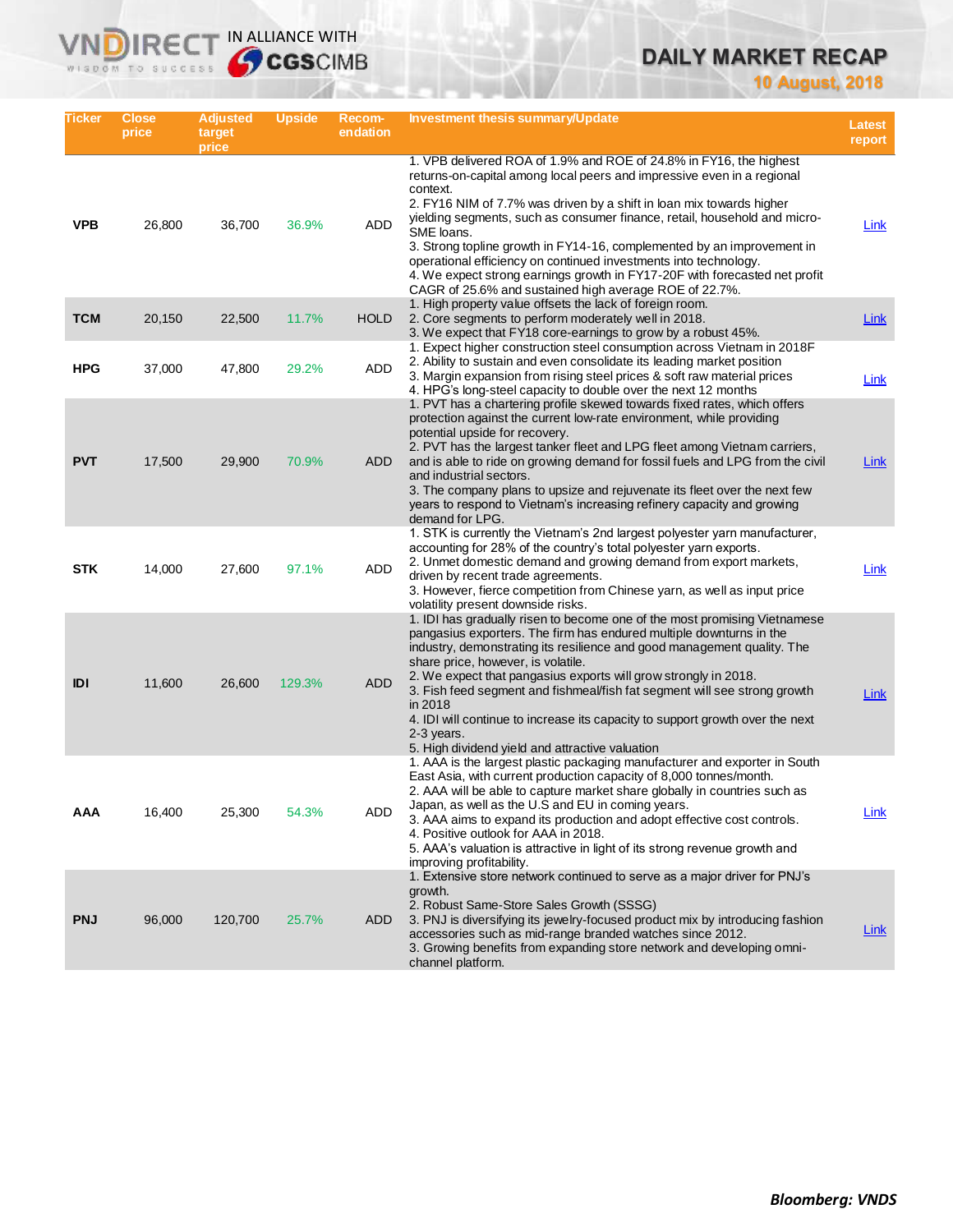# DAILY MARKET RECAP

**10 August, 2018**

| Ticker | Close price | Adjusted target price | Upside | Recom-endation | Investment thesis summary/Update | Latest report |
|---|---|---|---|---|---|---|
| **VPB** | 26,800 | 36,700 | 36.9% | ADD | 1. VPB delivered ROA of 1.9% and ROE of 24.8% in FY16, the highest returns-on-capital among local peers and impressive even in a regional context.<br>2. FY16 NIM of 7.7% was driven by a shift in loan mix towards higher yielding segments, such as consumer finance, retail, household and micro-SME loans.<br>3. Strong topline growth in FY14-16, complemented by an improvement in operational efficiency on continued investments into technology.<br>4. We expect strong earnings growth in FY17-20F with forecasted net profit CAGR of 25.6% and sustained high average ROE of 22.7%. | Link |
| **TCM** | 20,150 | 22,500 | 11.7% | HOLD | 1. High property value offsets the lack of foreign room.<br>2. Core segments to perform moderately well in 2018.<br>3. We expect that FY18 core-earnings to grow by a robust 45%. | Link |
| **HPG** | 37,000 | 47,800 | 29.2% | ADD | 1. Expect higher construction steel consumption across Vietnam in 2018F<br>2. Ability to sustain and even consolidate its leading market position<br>3. Margin expansion from rising steel prices & soft raw material prices<br>4. HPG's long-steel capacity to double over the next 12 months | Link |
| **PVT** | 17,500 | 29,900 | 70.9% | ADD | 1. PVT has a chartering profile skewed towards fixed rates, which offers protection against the current low-rate environment, while providing potential upside for recovery.<br>2. PVT has the largest tanker fleet and LPG fleet among Vietnam carriers, and is able to ride on growing demand for fossil fuels and LPG from the civil and industrial sectors.<br>3. The company plans to upsize and rejuvenate its fleet over the next few years to respond to Vietnam's increasing refinery capacity and growing demand for LPG. | Link |
| **STK** | 14,000 | 27,600 | 97.1% | ADD | 1. STK is currently the Vietnam's 2nd largest polyester yarn manufacturer, accounting for 28% of the country's total polyester yarn exports.<br>2. Unmet domestic demand and growing demand from export markets, driven by recent trade agreements.<br>3. However, fierce competition from Chinese yarn, as well as input price volatility present downside risks. | Link |
| **IDI** | 11,600 | 26,600 | 129.3% | ADD | 1. IDI has gradually risen to become one of the most promising Vietnamese pangasius exporters. The firm has endured multiple downturns in the industry, demonstrating its resilience and good management quality. The share price, however, is volatile.<br>2. We expect that pangasius exports will grow strongly in 2018.<br>3. Fish feed segment and fishmeal/fish fat segment will see strong growth in 2018<br>4. IDI will continue to increase its capacity to support growth over the next 2-3 years.<br>5. High dividend yield and attractive valuation | Link |
| **AAA** | 16,400 | 25,300 | 54.3% | ADD | 1. AAA is the largest plastic packaging manufacturer and exporter in South East Asia, with current production capacity of 8,000 tonnes/month.<br>2. AAA will be able to capture market share globally in countries such as Japan, as well as the U.S and EU in coming years.<br>3. AAA aims to expand its production and adopt effective cost controls.<br>4. Positive outlook for AAA in 2018.<br>5. AAA's valuation is attractive in light of its strong revenue growth and improving profitability. | Link |
| **PNJ** | 96,000 | 120,700 | 25.7% | ADD | 1. Extensive store network continued to serve as a major driver for PNJ's growth.<br>2. Robust Same-Store Sales Growth (SSSG)<br>3. PNJ is diversifying its jewelry-focused product mix by introducing fashion accessories such as mid-range branded watches since 2012.<br>3. Growing benefits from expanding store network and developing omni-channel platform. | Link |

***Bloomberg: VNDS***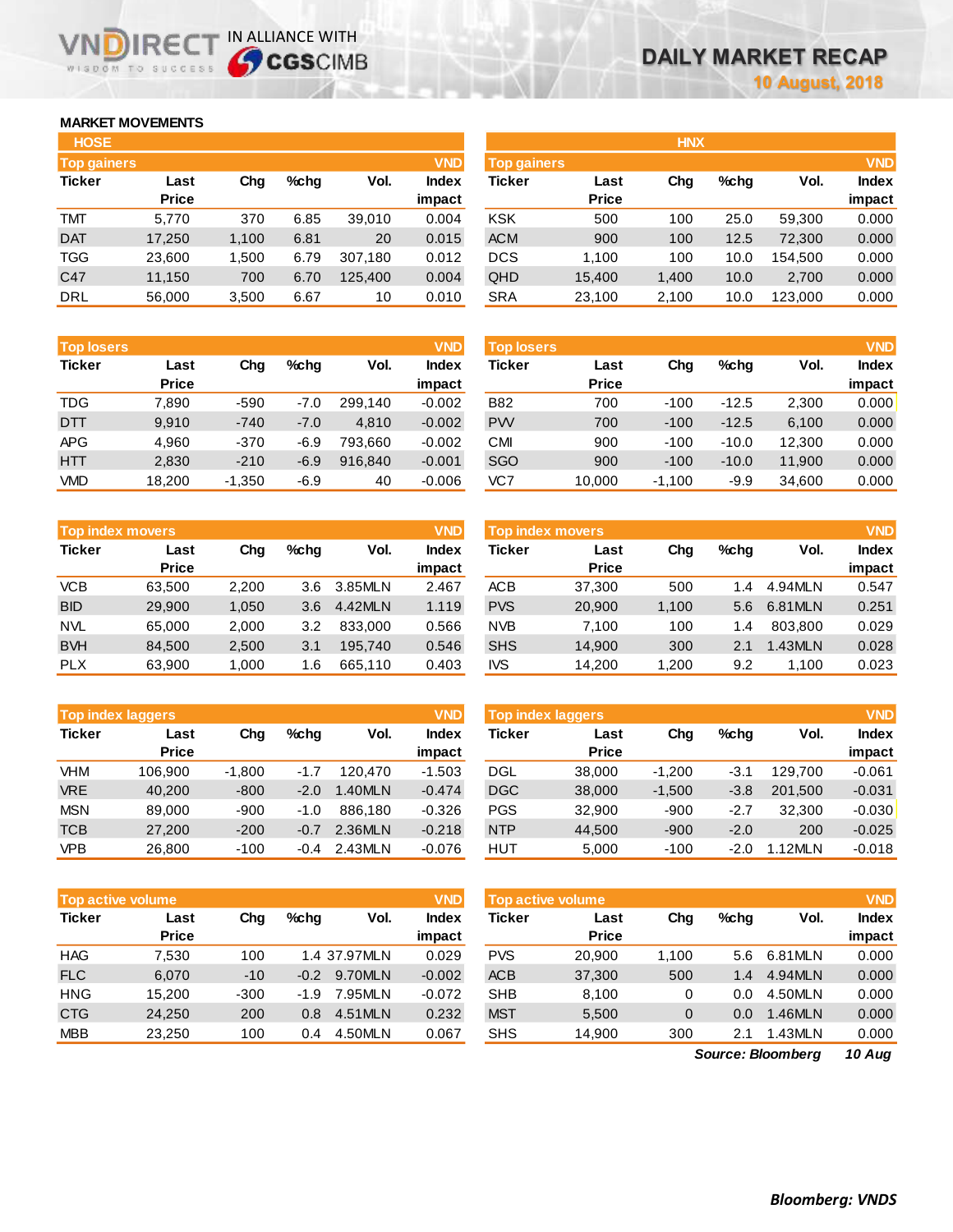# DAILY MARKET RECAP

**10 August, 2018**

## MARKET MOVEMENTS

### HOSE

**Top gainers** (VND)

| Ticker | Last Price | Chg | %chg | Vol. | Index impact |
|---|---|---|---|---|---|
| TMT | 5,770 | 370 | 6.85 | 39,010 | 0.004 |
| DAT | 17,250 | 1,100 | 6.81 | 20 | 0.015 |
| TGG | 23,600 | 1,500 | 6.79 | 307,180 | 0.012 |
| C47 | 11,150 | 700 | 6.70 | 125,400 | 0.004 |
| DRL | 56,000 | 3,500 | 6.67 | 10 | 0.010 |

**Top losers** (VND)

| Ticker | Last Price | Chg | %chg | Vol. | Index impact |
|---|---|---|---|---|---|
| TDG | 7,890 | -590 | -7.0 | 299,140 | -0.002 |
| DTT | 9,910 | -740 | -7.0 | 4,810 | -0.002 |
| APG | 4,960 | -370 | -6.9 | 793,660 | -0.002 |
| HTT | 2,830 | -210 | -6.9 | 916,840 | -0.001 |
| VMD | 18,200 | -1,350 | -6.9 | 40 | -0.006 |

**Top index movers** (VND)

| Ticker | Last Price | Chg | %chg | Vol. | Index impact |
|---|---|---|---|---|---|
| VCB | 63,500 | 2,200 | 3.6 | 3.85MLN | 2.467 |
| BID | 29,900 | 1,050 | 3.6 | 4.42MLN | 1.119 |
| NVL | 65,000 | 2,000 | 3.2 | 833,000 | 0.566 |
| BVH | 84,500 | 2,500 | 3.1 | 195,740 | 0.546 |
| PLX | 63,900 | 1,000 | 1.6 | 665,110 | 0.403 |

**Top index laggers** (VND)

| Ticker | Last Price | Chg | %chg | Vol. | Index impact |
|---|---|---|---|---|---|
| VHM | 106,900 | -1,800 | -1.7 | 120,470 | -1.503 |
| VRE | 40,200 | -800 | -2.0 | 1.40MLN | -0.474 |
| MSN | 89,000 | -900 | -1.0 | 886,180 | -0.326 |
| TCB | 27,200 | -200 | -0.7 | 2.36MLN | -0.218 |
| VPB | 26,800 | -100 | -0.4 | 2.43MLN | -0.076 |

**Top active volume** (VND)

| Ticker | Last Price | Chg | %chg | Vol. | Index impact |
|---|---|---|---|---|---|
| HAG | 7,530 | 100 | 1.4 | 37.97MLN | 0.029 |
| FLC | 6,070 | -10 | -0.2 | 9.70MLN | -0.002 |
| HNG | 15,200 | -300 | -1.9 | 7.95MLN | -0.072 |
| CTG | 24,250 | 200 | 0.8 | 4.51MLN | 0.232 |
| MBB | 23,250 | 100 | 0.4 | 4.50MLN | 0.067 |

### HNX

**Top gainers** (VND)

| Ticker | Last Price | Chg | %chg | Vol. | Index impact |
|---|---|---|---|---|---|
| KSK | 500 | 100 | 25.0 | 59,300 | 0.000 |
| ACM | 900 | 100 | 12.5 | 72,300 | 0.000 |
| DCS | 1,100 | 100 | 10.0 | 154,500 | 0.000 |
| QHD | 15,400 | 1,400 | 10.0 | 2,700 | 0.000 |
| SRA | 23,100 | 2,100 | 10.0 | 123,000 | 0.000 |

**Top losers** (VND)

| Ticker | Last Price | Chg | %chg | Vol. | Index impact |
|---|---|---|---|---|---|
| B82 | 700 | -100 | -12.5 | 2,300 | 0.000 |
| PVV | 700 | -100 | -12.5 | 6,100 | 0.000 |
| CMI | 900 | -100 | -10.0 | 12,300 | 0.000 |
| SGO | 900 | -100 | -10.0 | 11,900 | 0.000 |
| VC7 | 10,000 | -1,100 | -9.9 | 34,600 | 0.000 |

**Top index movers** (VND)

| Ticker | Last Price | Chg | %chg | Vol. | Index impact |
|---|---|---|---|---|---|
| ACB | 37,300 | 500 | 1.4 | 4.94MLN | 0.547 |
| PVS | 20,900 | 1,100 | 5.6 | 6.81MLN | 0.251 |
| NVB | 7,100 | 100 | 1.4 | 803,800 | 0.029 |
| SHS | 14,900 | 300 | 2.1 | 1.43MLN | 0.028 |
| IVS | 14,200 | 1,200 | 9.2 | 1,100 | 0.023 |

**Top index laggers** (VND)

| Ticker | Last Price | Chg | %chg | Vol. | Index impact |
|---|---|---|---|---|---|
| DGL | 38,000 | -1,200 | -3.1 | 129,700 | -0.061 |
| DGC | 38,000 | -1,500 | -3.8 | 201,500 | -0.031 |
| PGS | 32,900 | -900 | -2.7 | 32,300 | -0.030 |
| NTP | 44,500 | -900 | -2.0 | 200 | -0.025 |
| HUT | 5,000 | -100 | -2.0 | 1.12MLN | -0.018 |

**Top active volume** (VND)

| Ticker | Last Price | Chg | %chg | Vol. | Index impact |
|---|---|---|---|---|---|
| PVS | 20,900 | 1,100 | 5.6 | 6.81MLN | 0.000 |
| ACB | 37,300 | 500 | 1.4 | 4.94MLN | 0.000 |
| SHB | 8,100 | 0 | 0.0 | 4.50MLN | 0.000 |
| MST | 5,500 | 0 | 0.0 | 1.46MLN | 0.000 |
| SHS | 14,900 | 300 | 2.1 | 1.43MLN | 0.000 |

*Source: Bloomberg* *10 Aug*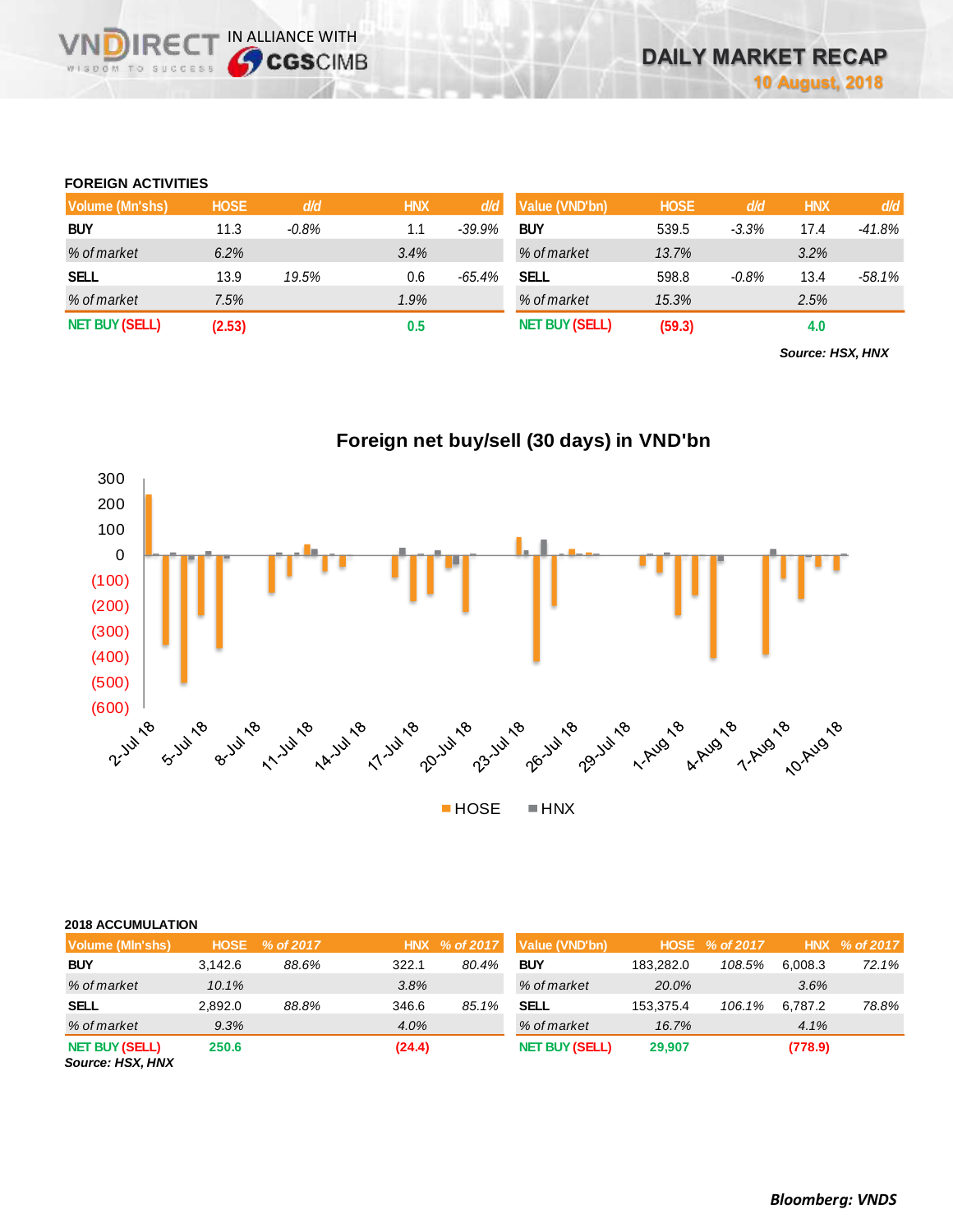## FOREIGN ACTIVITIES

| Volume (Mn'shs) | HOSE | d/d | HNX | d/d |
|---|---|---|---|---|
| BUY | 11.3 | -0.8% | 1.1 | -39.9% |
| % of market | 6.2% | | 3.4% | |
| SELL | 13.9 | 19.5% | 0.6 | -65.4% |
| % of market | 7.5% | | 1.9% | |
| NET BUY (SELL) | (2.53) | | 0.5 | |

| Value (VND'bn) | HOSE | d/d | HNX | d/d |
|---|---|---|---|---|
| BUY | 539.5 | -3.3% | 17.4 | -41.8% |
| % of market | 13.7% | | 3.2% | |
| SELL | 598.8 | -0.8% | 13.4 | -58.1% |
| % of market | 15.3% | | 2.5% | |
| NET BUY (SELL) | (59.3) | | 4.0 | |

*Source: HSX, HNX*

**Foreign net buy/sell (30 days) in VND'bn**

## 2018 ACCUMULATION

| Volume (Mln'shs) | HOSE | % of 2017 | HNX | % of 2017 |
|---|---|---|---|---|
| BUY | 3,142.6 | 88.6% | 322.1 | 80.4% |
| % of market | 10.1% | | 3.8% | |
| SELL | 2,892.0 | 88.8% | 346.6 | 85.1% |
| % of market | 9.3% | | 4.0% | |
| NET BUY (SELL) | 250.6 | | (24.4) | |

| Value (VND'bn) | HOSE | % of 2017 | HNX | % of 2017 |
|---|---|---|---|---|
| BUY | 183,282.0 | 108.5% | 6,008.3 | 72.1% |
| % of market | 20.0% | | 3.6% | |
| SELL | 153,375.4 | 106.1% | 6,787.2 | 78.8% |
| % of market | 16.7% | | 4.1% | |
| NET BUY (SELL) | 29,907 | | (778.9) | |

*Source: HSX, HNX*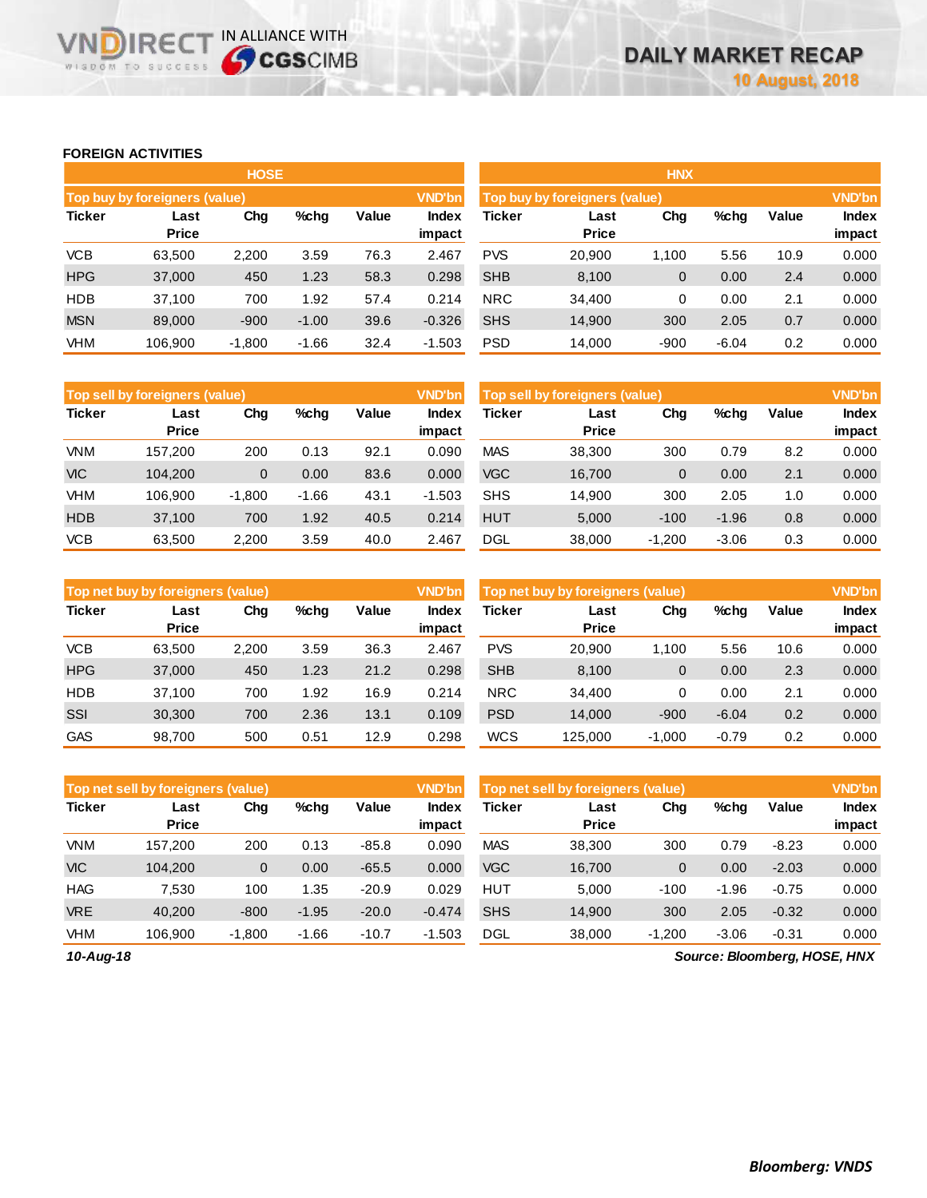# DAILY MARKET RECAP

10 August, 2018

## FOREIGN ACTIVITIES

### HOSE

**Top buy by foreigners (value)** — VND'bn

| Ticker | Last Price | Chg | %chg | Value | Index impact |
|---|---|---|---|---|---|
| VCB | 63,500 | 2,200 | 3.59 | 76.3 | 2.467 |
| HPG | 37,000 | 450 | 1.23 | 58.3 | 0.298 |
| HDB | 37,100 | 700 | 1.92 | 57.4 | 0.214 |
| MSN | 89,000 | -900 | -1.00 | 39.6 | -0.326 |
| VHM | 106,900 | -1,800 | -1.66 | 32.4 | -1.503 |

**Top sell by foreigners (value)** — VND'bn

| Ticker | Last Price | Chg | %chg | Value | Index impact |
|---|---|---|---|---|---|
| VNM | 157,200 | 200 | 0.13 | 92.1 | 0.090 |
| VIC | 104,200 | 0 | 0.00 | 83.6 | 0.000 |
| VHM | 106,900 | -1,800 | -1.66 | 43.1 | -1.503 |
| HDB | 37,100 | 700 | 1.92 | 40.5 | 0.214 |
| VCB | 63,500 | 2,200 | 3.59 | 40.0 | 2.467 |

**Top net buy by foreigners (value)** — VND'bn

| Ticker | Last Price | Chg | %chg | Value | Index impact |
|---|---|---|---|---|---|
| VCB | 63,500 | 2,200 | 3.59 | 36.3 | 2.467 |
| HPG | 37,000 | 450 | 1.23 | 21.2 | 0.298 |
| HDB | 37,100 | 700 | 1.92 | 16.9 | 0.214 |
| SSI | 30,300 | 700 | 2.36 | 13.1 | 0.109 |
| GAS | 98,700 | 500 | 0.51 | 12.9 | 0.298 |

**Top net sell by foreigners (value)** — VND'bn

| Ticker | Last Price | Chg | %chg | Value | Index impact |
|---|---|---|---|---|---|
| VNM | 157,200 | 200 | 0.13 | -85.8 | 0.090 |
| VIC | 104,200 | 0 | 0.00 | -65.5 | 0.000 |
| HAG | 7,530 | 100 | 1.35 | -20.9 | 0.029 |
| VRE | 40,200 | -800 | -1.95 | -20.0 | -0.474 |
| VHM | 106,900 | -1,800 | -1.66 | -10.7 | -1.503 |

### HNX

**Top buy by foreigners (value)** — VND'bn

| Ticker | Last Price | Chg | %chg | Value | Index impact |
|---|---|---|---|---|---|
| PVS | 20,900 | 1,100 | 5.56 | 10.9 | 0.000 |
| SHB | 8,100 | 0 | 0.00 | 2.4 | 0.000 |
| NRC | 34,400 | 0 | 0.00 | 2.1 | 0.000 |
| SHS | 14,900 | 300 | 2.05 | 0.7 | 0.000 |
| PSD | 14,000 | -900 | -6.04 | 0.2 | 0.000 |

**Top sell by foreigners (value)** — VND'bn

| Ticker | Last Price | Chg | %chg | Value | Index impact |
|---|---|---|---|---|---|
| MAS | 38,300 | 300 | 0.79 | 8.2 | 0.000 |
| VGC | 16,700 | 0 | 0.00 | 2.1 | 0.000 |
| SHS | 14,900 | 300 | 2.05 | 1.0 | 0.000 |
| HUT | 5,000 | -100 | -1.96 | 0.8 | 0.000 |
| DGL | 38,000 | -1,200 | -3.06 | 0.3 | 0.000 |

**Top net buy by foreigners (value)** — VND'bn

| Ticker | Last Price | Chg | %chg | Value | Index impact |
|---|---|---|---|---|---|
| PVS | 20,900 | 1,100 | 5.56 | 10.6 | 0.000 |
| SHB | 8,100 | 0 | 0.00 | 2.3 | 0.000 |
| NRC | 34,400 | 0 | 0.00 | 2.1 | 0.000 |
| PSD | 14,000 | -900 | -6.04 | 0.2 | 0.000 |
| WCS | 125,000 | -1,000 | -0.79 | 0.2 | 0.000 |

**Top net sell by foreigners (value)** — VND'bn

| Ticker | Last Price | Chg | %chg | Value | Index impact |
|---|---|---|---|---|---|
| MAS | 38,300 | 300 | 0.79 | -8.23 | 0.000 |
| VGC | 16,700 | 0 | 0.00 | -2.03 | 0.000 |
| HUT | 5,000 | -100 | -1.96 | -0.75 | 0.000 |
| SHS | 14,900 | 300 | 2.05 | -0.32 | 0.000 |
| DGL | 38,000 | -1,200 | -3.06 | -0.31 | 0.000 |

*10-Aug-18*

*Source: Bloomberg, HOSE, HNX*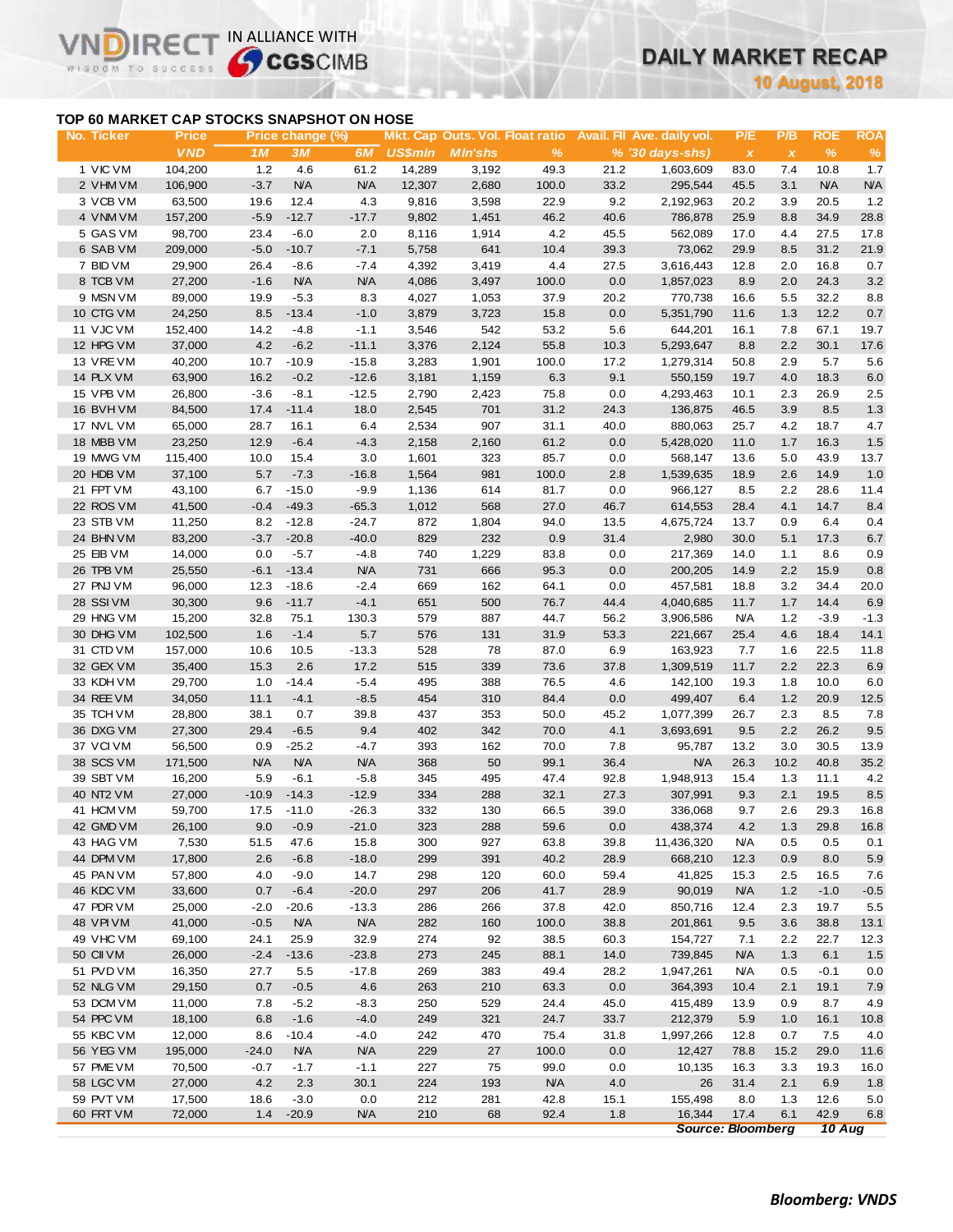# DAILY MARKET RECAP

**10 August, 2018**

## TOP 60 MARKET CAP STOCKS SNAPSHOT ON HOSE

| No. | Ticker | Price | Price change (%) | | | Mkt. Cap | Outs. Vol. | Float ratio | Avail. FII | Ave. daily vol. | P/E | P/B | ROE | ROA |
|---|---|---|---|---|---|---|---|---|---|---|---|---|---|---|
| | | VND | 1M | 3M | 6M | US$mln | Mln'shs | % | % | '30 days-shs) | x | x | % | % |
| 1 | VIC VM | 104,200 | 1.2 | 4.6 | 61.2 | 14,289 | 3,192 | 49.3 | 21.2 | 1,603,609 | 83.0 | 7.4 | 10.8 | 1.7 |
| 2 | VHM VM | 106,900 | -3.7 | N/A | N/A | 12,307 | 2,680 | 100.0 | 33.2 | 295,544 | 45.5 | 3.1 | N/A | N/A |
| 3 | VCB VM | 63,500 | 19.6 | 12.4 | 4.3 | 9,816 | 3,598 | 22.9 | 9.2 | 2,192,963 | 20.2 | 3.9 | 20.5 | 1.2 |
| 4 | VNM VM | 157,200 | -5.9 | -12.7 | -17.7 | 9,802 | 1,451 | 46.2 | 40.6 | 786,878 | 25.9 | 8.8 | 34.9 | 28.8 |
| 5 | GAS VM | 98,700 | 23.4 | -6.0 | 2.0 | 8,116 | 1,914 | 4.2 | 45.5 | 562,089 | 17.0 | 4.4 | 27.5 | 17.8 |
| 6 | SAB VM | 209,000 | -5.0 | -10.7 | -7.1 | 5,758 | 641 | 10.4 | 39.3 | 73,062 | 29.9 | 8.5 | 31.2 | 21.9 |
| 7 | BID VM | 29,900 | 26.4 | -8.6 | -7.4 | 4,392 | 3,419 | 4.4 | 27.5 | 3,616,443 | 12.8 | 2.0 | 16.8 | 0.7 |
| 8 | TCB VM | 27,200 | -1.6 | N/A | N/A | 4,086 | 3,497 | 100.0 | 0.0 | 1,857,023 | 8.9 | 2.0 | 24.3 | 3.2 |
| 9 | MSN VM | 89,000 | 19.9 | -5.3 | 8.3 | 4,027 | 1,053 | 37.9 | 20.2 | 770,738 | 16.6 | 5.5 | 32.2 | 8.8 |
| 10 | CTG VM | 24,250 | 8.5 | -13.4 | -1.0 | 3,879 | 3,723 | 15.8 | 0.0 | 5,351,790 | 11.6 | 1.3 | 12.2 | 0.7 |
| 11 | VJC VM | 152,400 | 14.2 | -4.8 | -1.1 | 3,546 | 542 | 53.2 | 5.6 | 644,201 | 16.1 | 7.8 | 67.1 | 19.7 |
| 12 | HPG VM | 37,000 | 4.2 | -6.2 | -11.1 | 3,376 | 2,124 | 55.8 | 10.3 | 5,293,647 | 8.8 | 2.2 | 30.1 | 17.6 |
| 13 | VRE VM | 40,200 | 10.7 | -10.9 | -15.8 | 3,283 | 1,901 | 100.0 | 17.2 | 1,279,314 | 50.8 | 2.9 | 5.7 | 5.6 |
| 14 | PLX VM | 63,900 | 16.2 | -0.2 | -12.6 | 3,181 | 1,159 | 6.3 | 9.1 | 550,159 | 19.7 | 4.0 | 18.3 | 6.0 |
| 15 | VPB VM | 26,800 | -3.6 | -8.1 | -12.5 | 2,790 | 2,423 | 75.8 | 0.0 | 4,293,463 | 10.1 | 2.3 | 26.9 | 2.5 |
| 16 | BVH VM | 84,500 | 17.4 | -11.4 | 18.0 | 2,545 | 701 | 31.2 | 24.3 | 136,875 | 46.5 | 3.9 | 8.5 | 1.3 |
| 17 | NVL VM | 65,000 | 28.7 | 16.1 | 6.4 | 2,534 | 907 | 31.1 | 40.0 | 880,063 | 25.7 | 4.2 | 18.7 | 4.7 |
| 18 | MBB VM | 23,250 | 12.9 | -6.4 | -4.3 | 2,158 | 2,160 | 61.2 | 0.0 | 5,428,020 | 11.0 | 1.7 | 16.3 | 1.5 |
| 19 | MWG VM | 115,400 | 10.0 | 15.4 | 3.0 | 1,601 | 323 | 85.7 | 0.0 | 568,147 | 13.6 | 5.0 | 43.9 | 13.7 |
| 20 | HDB VM | 37,100 | 5.7 | -7.3 | -16.8 | 1,564 | 981 | 100.0 | 2.8 | 1,539,635 | 18.9 | 2.6 | 14.9 | 1.0 |
| 21 | FPT VM | 43,100 | 6.7 | -15.0 | -9.9 | 1,136 | 614 | 81.7 | 0.0 | 966,127 | 8.5 | 2.2 | 28.6 | 11.4 |
| 22 | ROS VM | 41,500 | -0.4 | -49.3 | -65.3 | 1,012 | 568 | 27.0 | 46.7 | 614,553 | 28.4 | 4.1 | 14.7 | 8.4 |
| 23 | STB VM | 11,250 | 8.2 | -12.8 | -24.7 | 872 | 1,804 | 94.0 | 13.5 | 4,675,724 | 13.7 | 0.9 | 6.4 | 0.4 |
| 24 | BHN VM | 83,200 | -3.7 | -20.8 | -40.0 | 829 | 232 | 0.9 | 31.4 | 2,980 | 30.0 | 5.1 | 17.3 | 6.7 |
| 25 | EIB VM | 14,000 | 0.0 | -5.7 | -4.8 | 740 | 1,229 | 83.8 | 0.0 | 217,369 | 14.0 | 1.1 | 8.6 | 0.9 |
| 26 | TPB VM | 25,550 | -6.1 | -13.4 | N/A | 731 | 666 | 95.3 | 0.0 | 200,205 | 14.9 | 2.2 | 15.9 | 0.8 |
| 27 | PNJ VM | 96,000 | 12.3 | -18.6 | -2.4 | 669 | 162 | 64.1 | 0.0 | 457,581 | 18.8 | 3.2 | 34.4 | 20.0 |
| 28 | SSI VM | 30,300 | 9.6 | -11.7 | -4.1 | 651 | 500 | 76.7 | 44.4 | 4,040,685 | 11.7 | 1.7 | 14.4 | 6.9 |
| 29 | HNG VM | 15,200 | 32.8 | 75.1 | 130.3 | 579 | 887 | 44.7 | 56.2 | 3,906,586 | N/A | 1.2 | -3.9 | -1.3 |
| 30 | DHG VM | 102,500 | 1.6 | -1.4 | 5.7 | 576 | 131 | 31.9 | 53.3 | 221,667 | 25.4 | 4.6 | 18.4 | 14.1 |
| 31 | CTD VM | 157,000 | 10.6 | 10.5 | -13.3 | 528 | 78 | 87.0 | 6.9 | 163,923 | 7.7 | 1.6 | 22.5 | 11.8 |
| 32 | GEX VM | 35,400 | 15.3 | 2.6 | 17.2 | 515 | 339 | 73.6 | 37.8 | 1,309,519 | 11.7 | 2.2 | 22.3 | 6.9 |
| 33 | KDH VM | 29,700 | 1.0 | -14.4 | -5.4 | 495 | 388 | 76.5 | 4.6 | 142,100 | 19.3 | 1.8 | 10.0 | 6.0 |
| 34 | REE VM | 34,050 | 11.1 | -4.1 | -8.5 | 454 | 310 | 84.4 | 0.0 | 499,407 | 6.4 | 1.2 | 20.9 | 12.5 |
| 35 | TCH VM | 28,800 | 38.1 | 0.7 | 39.8 | 437 | 353 | 50.0 | 45.2 | 1,077,399 | 26.7 | 2.3 | 8.5 | 7.8 |
| 36 | DXG VM | 27,300 | 29.4 | -6.5 | 9.4 | 402 | 342 | 70.0 | 4.1 | 3,693,691 | 9.5 | 2.2 | 26.2 | 9.5 |
| 37 | VCI VM | 56,500 | 0.9 | -25.2 | -4.7 | 393 | 162 | 70.0 | 7.8 | 95,787 | 13.2 | 3.0 | 30.5 | 13.9 |
| 38 | SCS VM | 171,500 | N/A | N/A | N/A | 368 | 50 | 99.1 | 36.4 | N/A | 26.3 | 10.2 | 40.8 | 35.2 |
| 39 | SBT VM | 16,200 | 5.9 | -6.1 | -5.8 | 345 | 495 | 47.4 | 92.8 | 1,948,913 | 15.4 | 1.3 | 11.1 | 4.2 |
| 40 | NT2 VM | 27,000 | -10.9 | -14.3 | -12.9 | 334 | 288 | 32.1 | 27.3 | 307,991 | 9.3 | 2.1 | 19.5 | 8.5 |
| 41 | HCM VM | 59,700 | 17.5 | -11.0 | -26.3 | 332 | 130 | 66.5 | 39.0 | 336,068 | 9.7 | 2.6 | 29.3 | 16.8 |
| 42 | GMD VM | 26,100 | 9.0 | -0.9 | -21.0 | 323 | 288 | 59.6 | 0.0 | 438,374 | 4.2 | 1.3 | 29.8 | 16.8 |
| 43 | HAG VM | 7,530 | 51.5 | 47.6 | 15.8 | 300 | 927 | 63.8 | 39.8 | 11,436,320 | N/A | 0.5 | 0.5 | 0.1 |
| 44 | DPM VM | 17,800 | 2.6 | -6.8 | -18.0 | 299 | 391 | 40.2 | 28.9 | 668,210 | 12.3 | 0.9 | 8.0 | 5.9 |
| 45 | PAN VM | 57,800 | 4.0 | -9.0 | 14.7 | 298 | 120 | 60.0 | 59.4 | 41,825 | 15.3 | 2.5 | 16.5 | 7.6 |
| 46 | KDC VM | 33,600 | 0.7 | -6.4 | -20.0 | 297 | 206 | 41.7 | 28.9 | 90,019 | N/A | 1.2 | -1.0 | -0.5 |
| 47 | PDR VM | 25,000 | -2.0 | -20.6 | -13.3 | 286 | 266 | 37.8 | 42.0 | 850,716 | 12.4 | 2.3 | 19.7 | 5.5 |
| 48 | VPI VM | 41,000 | -0.5 | N/A | N/A | 282 | 160 | 100.0 | 38.8 | 201,861 | 9.5 | 3.6 | 38.8 | 13.1 |
| 49 | VHC VM | 69,100 | 24.1 | 25.9 | 32.9 | 274 | 92 | 38.5 | 60.3 | 154,727 | 7.1 | 2.2 | 22.7 | 12.3 |
| 50 | CII VM | 26,000 | -2.4 | -13.6 | -23.8 | 273 | 245 | 88.1 | 14.0 | 739,845 | N/A | 1.3 | 6.1 | 1.5 |
| 51 | PVD VM | 16,350 | 27.7 | 5.5 | -17.8 | 269 | 383 | 49.4 | 28.2 | 1,947,261 | N/A | 0.5 | -0.1 | 0.0 |
| 52 | NLG VM | 29,150 | 0.7 | -0.5 | 4.6 | 263 | 210 | 63.3 | 0.0 | 364,393 | 10.4 | 2.1 | 19.1 | 7.9 |
| 53 | DCM VM | 11,000 | 7.8 | -5.2 | -8.3 | 250 | 529 | 24.4 | 45.0 | 415,489 | 13.9 | 0.9 | 8.7 | 4.9 |
| 54 | PPC VM | 18,100 | 6.8 | -1.6 | -4.0 | 249 | 321 | 24.7 | 33.7 | 212,379 | 5.9 | 1.0 | 16.1 | 10.8 |
| 55 | KBC VM | 12,000 | 8.6 | -10.4 | -4.0 | 242 | 470 | 75.4 | 31.8 | 1,997,266 | 12.8 | 0.7 | 7.5 | 4.0 |
| 56 | YEG VM | 195,000 | -24.0 | N/A | N/A | 229 | 27 | 100.0 | 0.0 | 12,427 | 78.8 | 15.2 | 29.0 | 11.6 |
| 57 | PME VM | 70,500 | -0.7 | -1.7 | -1.1 | 227 | 75 | 99.0 | 0.0 | 10,135 | 16.3 | 3.3 | 19.3 | 16.0 |
| 58 | LGC VM | 27,000 | 4.2 | 2.3 | 30.1 | 224 | 193 | N/A | 4.0 | 26 | 31.4 | 2.1 | 6.9 | 1.8 |
| 59 | PVT VM | 17,500 | 18.6 | -3.0 | 0.0 | 212 | 281 | 42.8 | 15.1 | 155,498 | 8.0 | 1.3 | 12.6 | 5.0 |
| 60 | FRT VM | 72,000 | 1.4 | -20.9 | N/A | 210 | 68 | 92.4 | 1.8 | 16,344 | 17.4 | 6.1 | 42.9 | 6.8 |

*Source: Bloomberg* *10 Aug*

***Bloomberg: VNDS***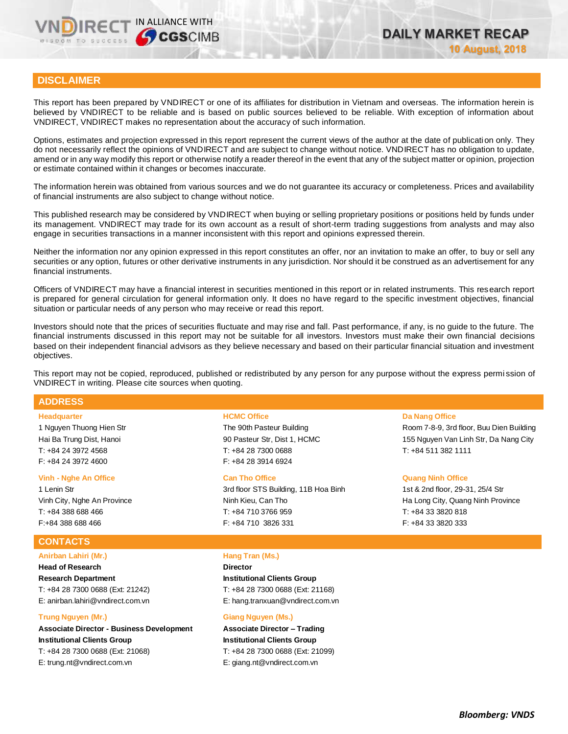# DAILY MARKET RECAP

10 August, 2018

## DISCLAIMER

This report has been prepared by VNDIRECT or one of its affiliates for distribution in Vietnam and overseas. The information herein is believed by VNDIRECT to be reliable and is based on public sources believed to be reliable. With exception of information about VNDIRECT, VNDIRECT makes no representation about the accuracy of such information.

Options, estimates and projection expressed in this report represent the current views of the author at the date of publication only. They do not necessarily reflect the opinions of VNDIRECT and are subject to change without notice. VNDIRECT has no obligation to update, amend or in any way modify this report or otherwise notify a reader thereof in the event that any of the subject matter or opinion, projection or estimate contained within it changes or becomes inaccurate.

The information herein was obtained from various sources and we do not guarantee its accuracy or completeness. Prices and availability of financial instruments are also subject to change without notice.

This published research may be considered by VNDIRECT when buying or selling proprietary positions or positions held by funds under its management. VNDIRECT may trade for its own account as a result of short-term trading suggestions from analysts and may also engage in securities transactions in a manner inconsistent with this report and opinions expressed therein.

Neither the information nor any opinion expressed in this report constitutes an offer, nor an invitation to make an offer, to buy or sell any securities or any option, futures or other derivative instruments in any jurisdiction. Nor should it be construed as an advertisement for any financial instruments.

Officers of VNDIRECT may have a financial interest in securities mentioned in this report or in related instruments. This research report is prepared for general circulation for general information only. It does no have regard to the specific investment objectives, financial situation or particular needs of any person who may receive or read this report.

Investors should note that the prices of securities fluctuate and may rise and fall. Past performance, if any, is no guide to the future. The financial instruments discussed in this report may not be suitable for all investors. Investors must make their own financial decisions based on their independent financial advisors as they believe necessary and based on their particular financial situation and investment objectives.

This report may not be copied, reproduced, published or redistributed by any person for any purpose without the express permission of VNDIRECT in writing. Please cite sources when quoting.

## ADDRESS

**Headquarter**
1 Nguyen Thuong Hien Str
Hai Ba Trung Dist, Hanoi
T: +84 24 3972 4568
F: +84 24 3972 4600

**HCMC Office**
The 90th Pasteur Building
90 Pasteur Str, Dist 1, HCMC
T: +84 28 7300 0688
F: +84 28 3914 6924

**Da Nang Office**
Room 7-8-9, 3rd floor, Buu Dien Building
155 Nguyen Van Linh Str, Da Nang City
T: +84 511 382 1111

**Vinh - Nghe An Office**
1 Lenin Str
Vinh City, Nghe An Province
T: +84 388 688 466
F:+84 388 688 466

**Can Tho Office**
3rd floor STS Building, 11B Hoa Binh
Ninh Kieu, Can Tho
T: +84 710 3766 959
F: +84 710 3826 331

**Quang Ninh Office**
1st & 2nd floor, 29-31, 25/4 Str
Ha Long City, Quang Ninh Province
T: +84 33 3820 818
F: +84 33 3820 333

## CONTACTS

**Anirban Lahiri (Mr.)**
**Head of Research**
**Research Department**
T: +84 28 7300 0688 (Ext: 21242)
E: anirban.lahiri@vndirect.com.vn

**Hang Tran (Ms.)**
**Director**
**Institutional Clients Group**
T: +84 28 7300 0688 (Ext: 21168)
E: hang.tranxuan@vndirect.com.vn

**Trung Nguyen (Mr.)**
**Associate Director - Business Development**
**Institutional Clients Group**
T: +84 28 7300 0688 (Ext: 21068)
E: trung.nt@vndirect.com.vn

**Giang Nguyen (Ms.)**
**Associate Director – Trading**
**Institutional Clients Group**
T: +84 28 7300 0688 (Ext: 21099)
E: giang.nt@vndirect.com.vn

*Bloomberg: VNDS*